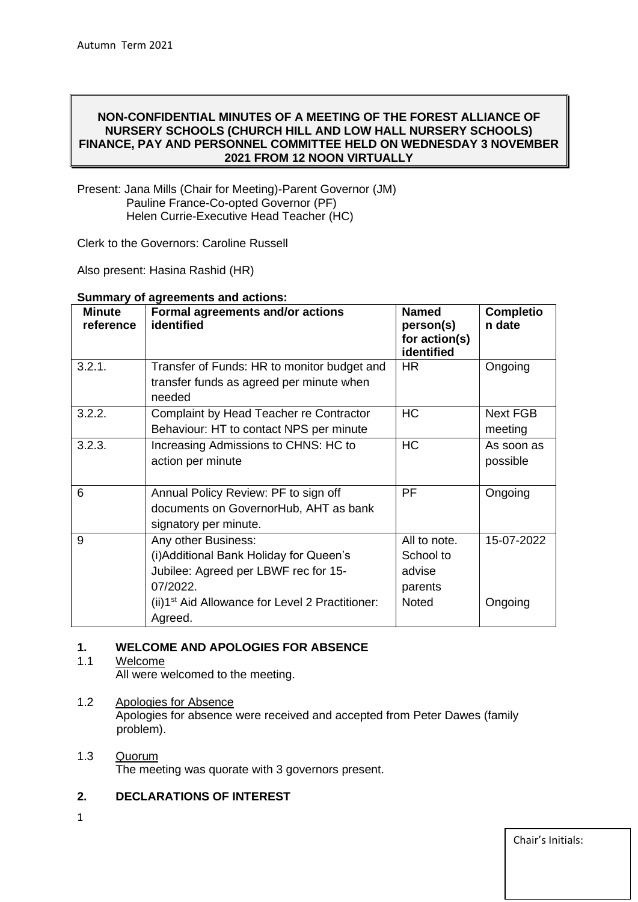Autumn Term 2021

**NON-CONFIDENTIAL MINUTES OF A MEETING OF THE FOREST ALLIANCE OF NURSERY SCHOOLS (CHURCH HILL AND LOW HALL NURSERY SCHOOLS) FINANCE, PAY AND PERSONNEL COMMITTEE HELD ON WEDNESDAY 3 NOVEMBER 2021 FROM 12 NOON VIRTUALLY**

Present: Jana Mills (Chair for Meeting)-Parent Governor (JM)
Pauline France-Co-opted Governor (PF)
Helen Currie-Executive Head Teacher (HC)

Clerk to the Governors: Caroline Russell

Also present: Hasina Rashid (HR)

**Summary of agreements and actions:**

| Minute reference | Formal agreements and/or actions identified | Named person(s) for action(s) identified | Completion date |
|---|---|---|---|
| 3.2.1. | Transfer of Funds: HR to monitor budget and transfer funds as agreed per minute when needed | HR | Ongoing |
| 3.2.2. | Complaint by Head Teacher re Contractor Behaviour: HT to contact NPS per minute | HC | Next FGB meeting |
| 3.2.3. | Increasing Admissions to CHNS: HC to action per minute | HC | As soon as possible |
| 6 | Annual Policy Review: PF to sign off documents on GovernorHub, AHT as bank signatory per minute. | PF | Ongoing |
| 9 | Any other Business:<br>(i)Additional Bank Holiday for Queen's Jubilee: Agreed per LBWF rec for 15-07/2022.<br>(ii)1st Aid Allowance for Level 2 Practitioner: Agreed. | All to note. School to advise parents<br>Noted | 15-07-2022<br><br>Ongoing |

## 1. WELCOME AND APOLOGIES FOR ABSENCE

1.1 Welcome
All were welcomed to the meeting.

1.2 Apologies for Absence
Apologies for absence were received and accepted from Peter Dawes (family problem).

1.3 Quorum
The meeting was quorate with 3 governors present.

## 2. DECLARATIONS OF INTEREST

Chair's Initials: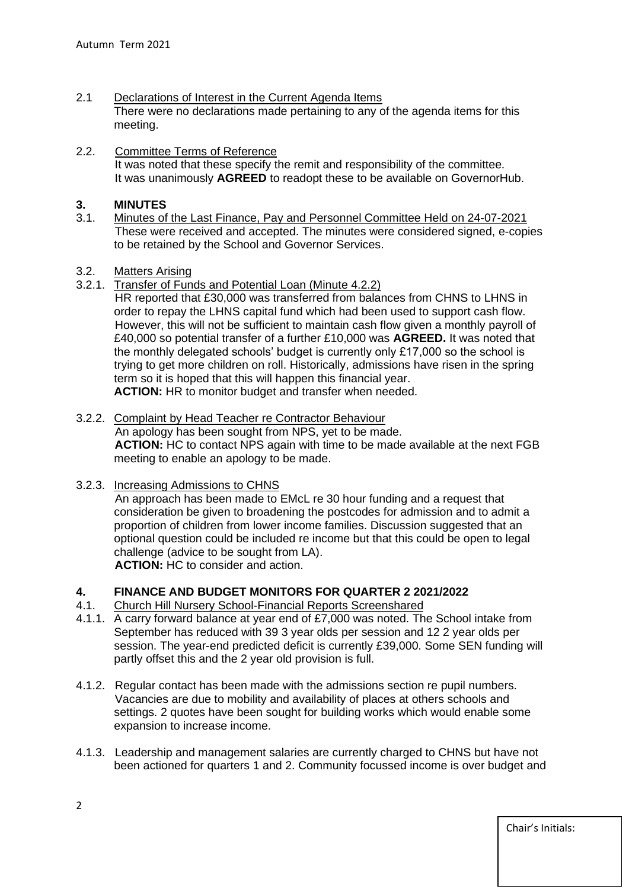2.1 Declarations of Interest in the Current Agenda Items
There were no declarations made pertaining to any of the agenda items for this meeting.

2.2. Committee Terms of Reference
It was noted that these specify the remit and responsibility of the committee. It was unanimously **AGREED** to readopt these to be available on GovernorHub.

## 3. MINUTES

3.1. Minutes of the Last Finance, Pay and Personnel Committee Held on 24-07-2021
These were received and accepted. The minutes were considered signed, e-copies to be retained by the School and Governor Services.

3.2. Matters Arising

3.2.1. Transfer of Funds and Potential Loan (Minute 4.2.2)
HR reported that £30,000 was transferred from balances from CHNS to LHNS in order to repay the LHNS capital fund which had been used to support cash flow. However, this will not be sufficient to maintain cash flow given a monthly payroll of £40,000 so potential transfer of a further £10,000 was **AGREED.** It was noted that the monthly delegated schools' budget is currently only £17,000 so the school is trying to get more children on roll. Historically, admissions have risen in the spring term so it is hoped that this will happen this financial year.
**ACTION:** HR to monitor budget and transfer when needed.

3.2.2. Complaint by Head Teacher re Contractor Behaviour
An apology has been sought from NPS, yet to be made.
**ACTION:** HC to contact NPS again with time to be made available at the next FGB meeting to enable an apology to be made.

3.2.3. Increasing Admissions to CHNS
An approach has been made to EMcL re 30 hour funding and a request that consideration be given to broadening the postcodes for admission and to admit a proportion of children from lower income families. Discussion suggested that an optional question could be included re income but that this could be open to legal challenge (advice to be sought from LA).
**ACTION:** HC to consider and action.

## 4. FINANCE AND BUDGET MONITORS FOR QUARTER 2 2021/2022

4.1. Church Hill Nursery School-Financial Reports Screenshared

4.1.1. A carry forward balance at year end of £7,000 was noted. The School intake from September has reduced with 39 3 year olds per session and 12 2 year olds per session. The year-end predicted deficit is currently £39,000. Some SEN funding will partly offset this and the 2 year old provision is full.

4.1.2. Regular contact has been made with the admissions section re pupil numbers. Vacancies are due to mobility and availability of places at others schools and settings. 2 quotes have been sought for building works which would enable some expansion to increase income.

4.1.3. Leadership and management salaries are currently charged to CHNS but have not been actioned for quarters 1 and 2. Community focussed income is over budget and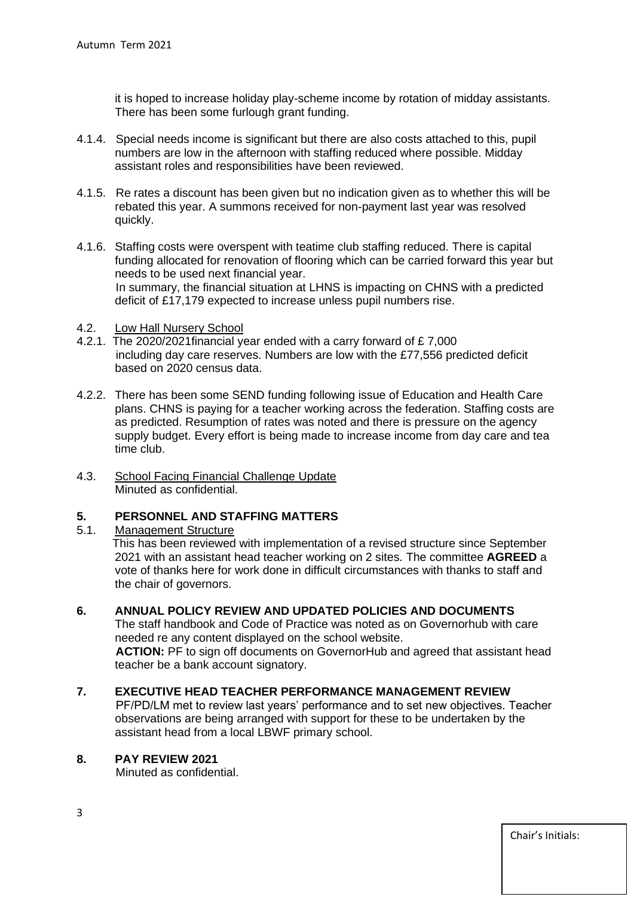it is hoped to increase holiday play-scheme income by rotation of midday assistants. There has been some furlough grant funding.

4.1.4. Special needs income is significant but there are also costs attached to this, pupil numbers are low in the afternoon with staffing reduced where possible. Midday assistant roles and responsibilities have been reviewed.

4.1.5. Re rates a discount has been given but no indication given as to whether this will be rebated this year. A summons received for non-payment last year was resolved quickly.

4.1.6. Staffing costs were overspent with teatime club staffing reduced. There is capital funding allocated for renovation of flooring which can be carried forward this year but needs to be used next financial year.
In summary, the financial situation at LHNS is impacting on CHNS with a predicted deficit of £17,179 expected to increase unless pupil numbers rise.

4.2. <u>Low Hall Nursery School</u>

4.2.1. The 2020/2021financial year ended with a carry forward of £ 7,000 including day care reserves. Numbers are low with the £77,556 predicted deficit based on 2020 census data.

4.2.2. There has been some SEND funding following issue of Education and Health Care plans. CHNS is paying for a teacher working across the federation. Staffing costs are as predicted. Resumption of rates was noted and there is pressure on the agency supply budget. Every effort is being made to increase income from day care and tea time club.

4.3. <u>School Facing Financial Challenge Update</u>
Minuted as confidential.

## 5. PERSONNEL AND STAFFING MATTERS

5.1. <u>Management Structure</u>
This has been reviewed with implementation of a revised structure since September 2021 with an assistant head teacher working on 2 sites. The committee **AGREED** a vote of thanks here for work done in difficult circumstances with thanks to staff and the chair of governors.

## 6. ANNUAL POLICY REVIEW AND UPDATED POLICIES AND DOCUMENTS

The staff handbook and Code of Practice was noted as on Governorhub with care needed re any content displayed on the school website.
**ACTION:** PF to sign off documents on GovernorHub and agreed that assistant head teacher be a bank account signatory.

## 7. EXECUTIVE HEAD TEACHER PERFORMANCE MANAGEMENT REVIEW

PF/PD/LM met to review last years' performance and to set new objectives. Teacher observations are being arranged with support for these to be undertaken by the assistant head from a local LBWF primary school.

## 8. PAY REVIEW 2021

Minuted as confidential.

Chair's Initials: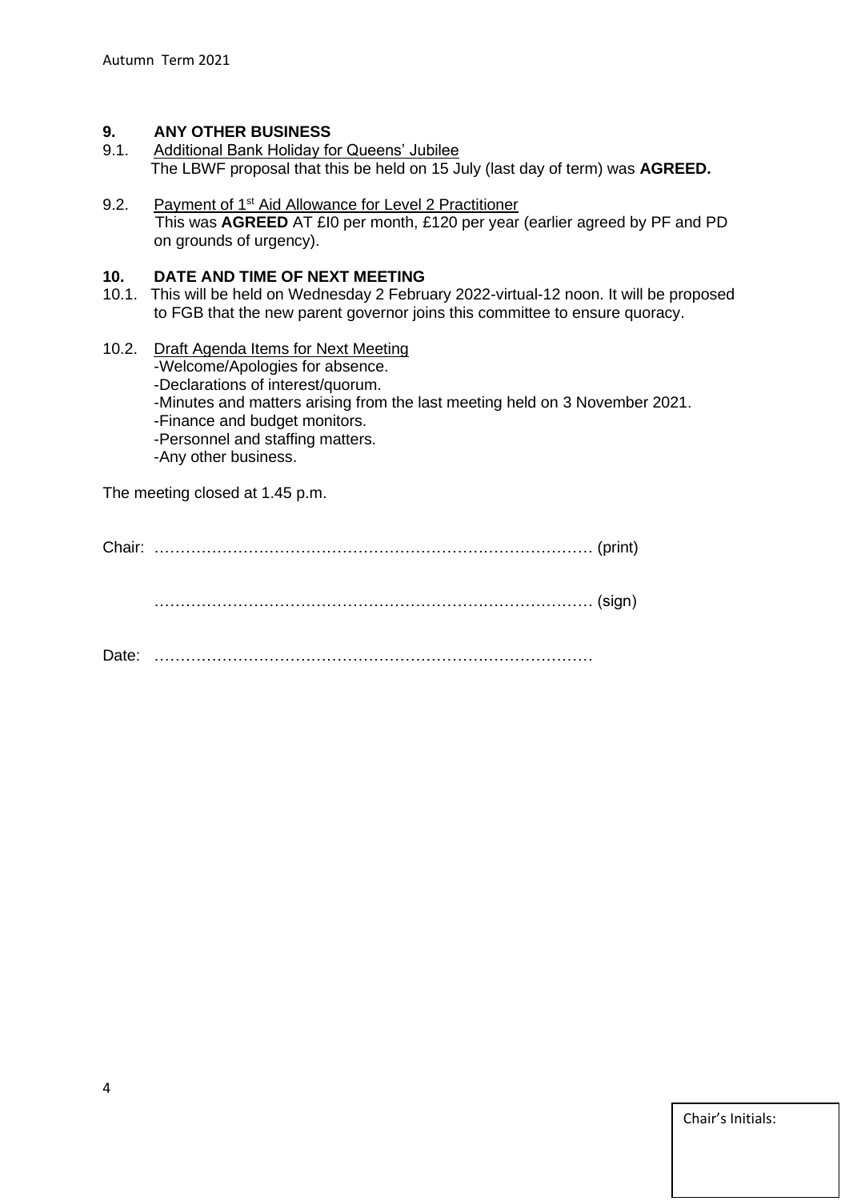## 9. ANY OTHER BUSINESS

9.1. Additional Bank Holiday for Queens' Jubilee

The LBWF proposal that this be held on 15 July (last day of term) was **AGREED.**

9.2. Payment of 1st Aid Allowance for Level 2 Practitioner

This was **AGREED** AT £I0 per month, £120 per year (earlier agreed by PF and PD on grounds of urgency).

## 10. DATE AND TIME OF NEXT MEETING

10.1. This will be held on Wednesday 2 February 2022-virtual-12 noon. It will be proposed to FGB that the new parent governor joins this committee to ensure quoracy.

10.2. Draft Agenda Items for Next Meeting

-Welcome/Apologies for absence.
-Declarations of interest/quorum.
-Minutes and matters arising from the last meeting held on 3 November 2021.
-Finance and budget monitors.
-Personnel and staffing matters.
-Any other business.

The meeting closed at 1.45 p.m.

Chair: ………………………………………………………………………… (print)

………………………………………………………………………… (sign)

Date: …………………………………………………………………………

Chair's Initials: